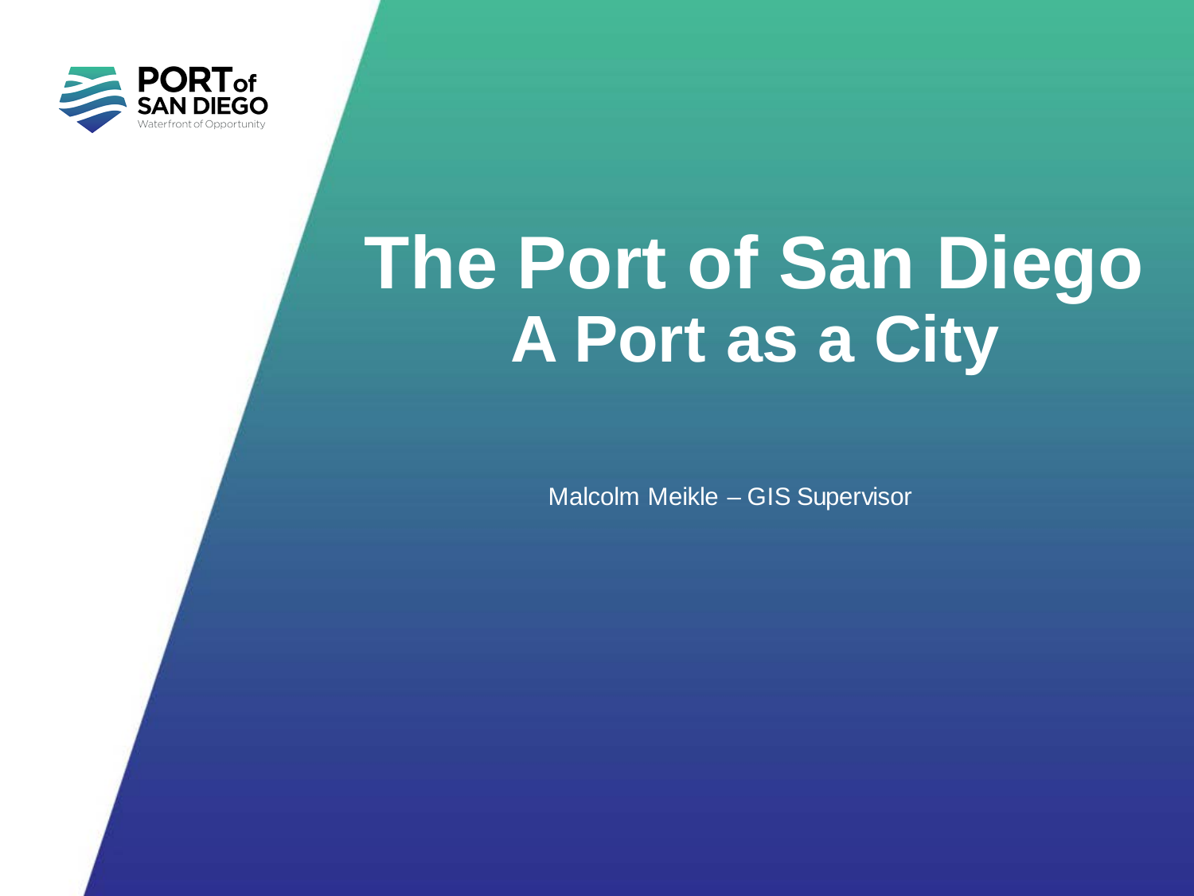PORT of SAN DIEGO
Waterfront of Opportunity

# The Port of San Diego
# A Port as a City

Malcolm Meikle – GIS Supervisor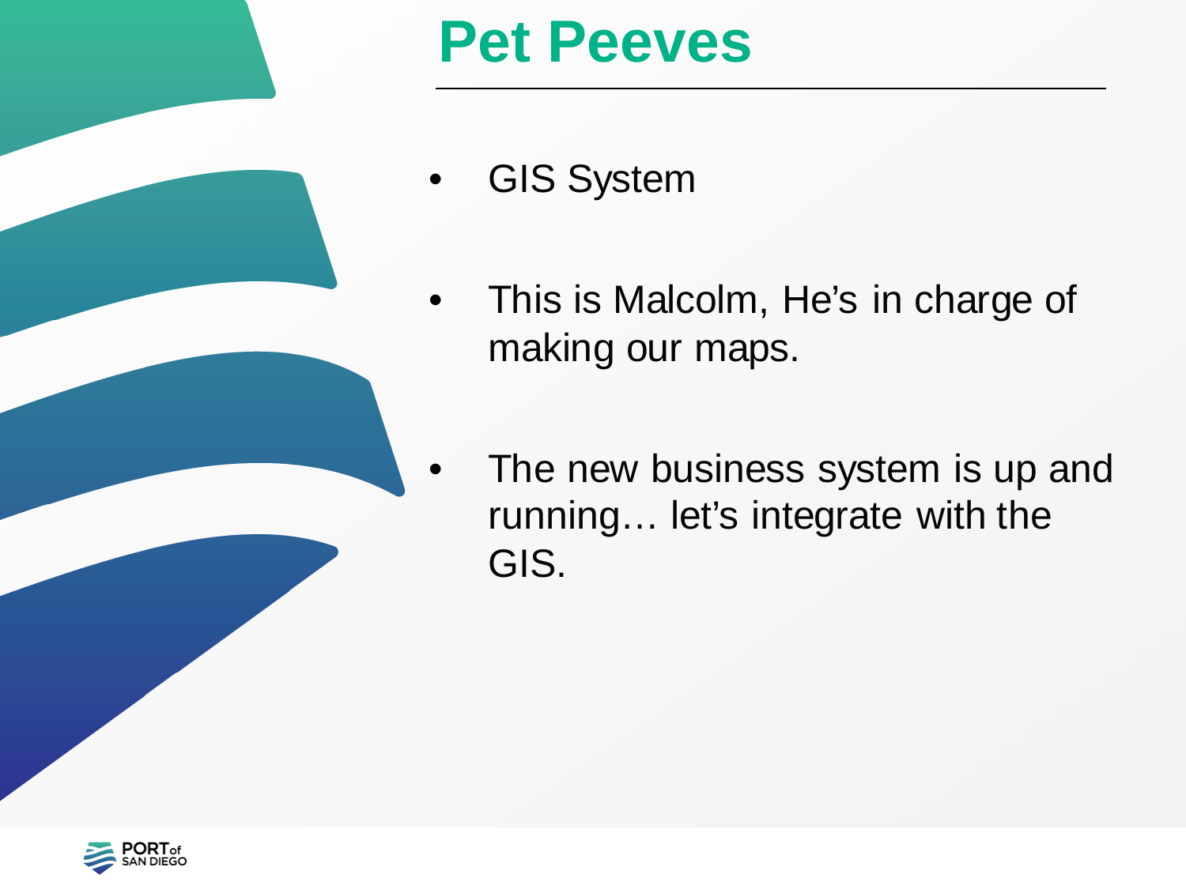# Pet Peeves

- GIS System
- This is Malcolm, He's in charge of making our maps.
- The new business system is up and running… let's integrate with the GIS.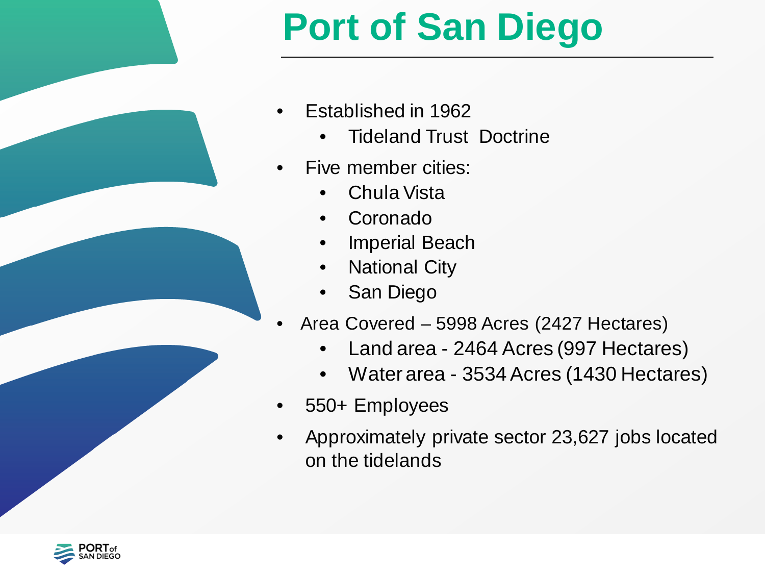# Port of San Diego

- Established in 1962
  - Tideland Trust Doctrine
- Five member cities:
  - Chula Vista
  - Coronado
  - Imperial Beach
  - National City
  - San Diego
- Area Covered – 5998 Acres (2427 Hectares)
  - Land area - 2464 Acres (997 Hectares)
  - Water area - 3534 Acres (1430 Hectares)
- 550+ Employees
- Approximately private sector 23,627 jobs located on the tidelands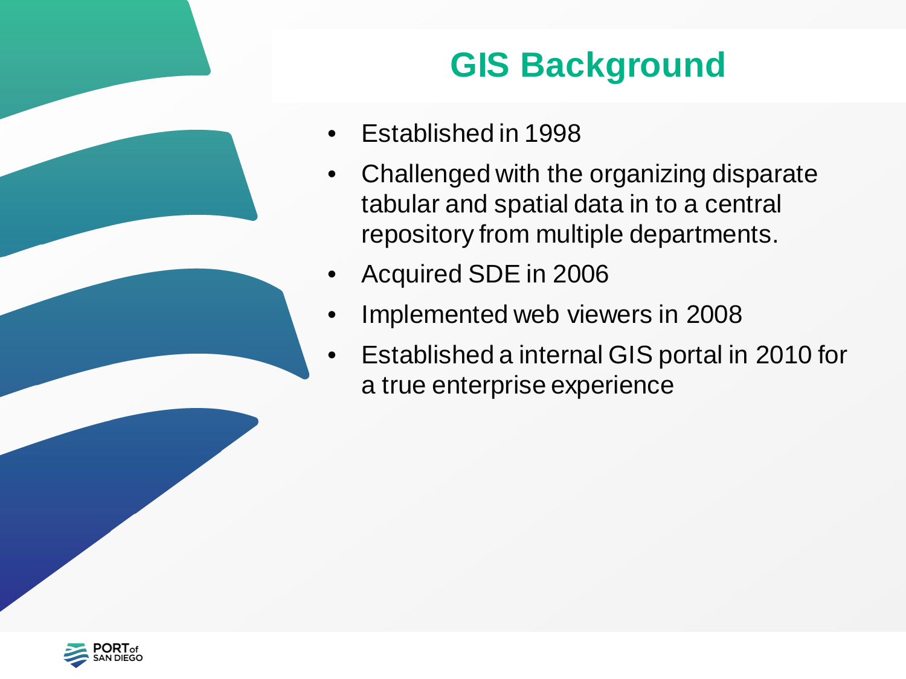# GIS Background

- Established in 1998
- Challenged with the organizing disparate tabular and spatial data in to a central repository from multiple departments.
- Acquired SDE in 2006
- Implemented web viewers in 2008
- Established a internal GIS portal in 2010 for a true enterprise experience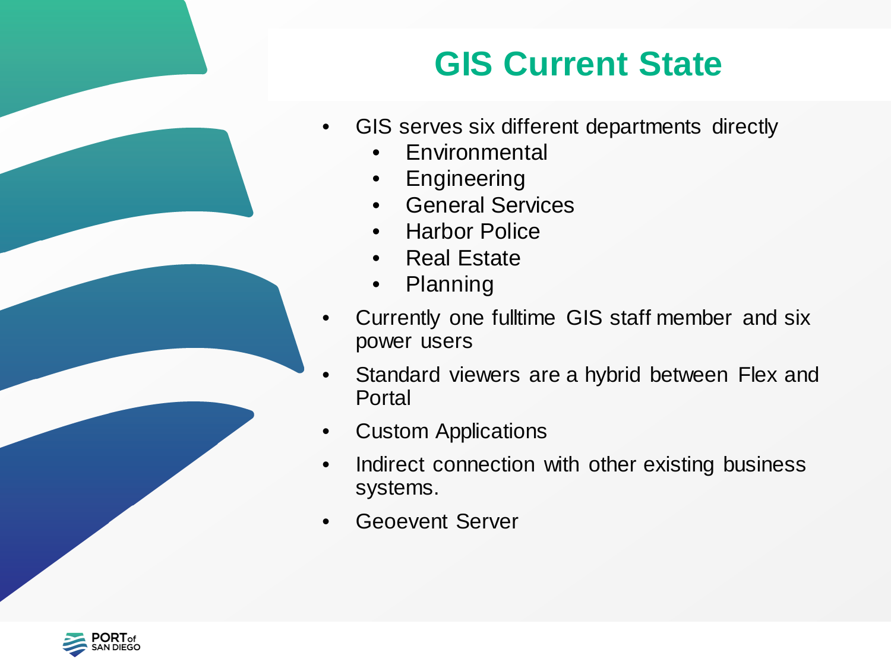# GIS Current State

- GIS serves six different departments directly
  - Environmental
  - Engineering
  - General Services
  - Harbor Police
  - Real Estate
  - Planning
- Currently one fulltime GIS staff member and six power users
- Standard viewers are a hybrid between Flex and Portal
- Custom Applications
- Indirect connection with other existing business systems.
- Geoevent Server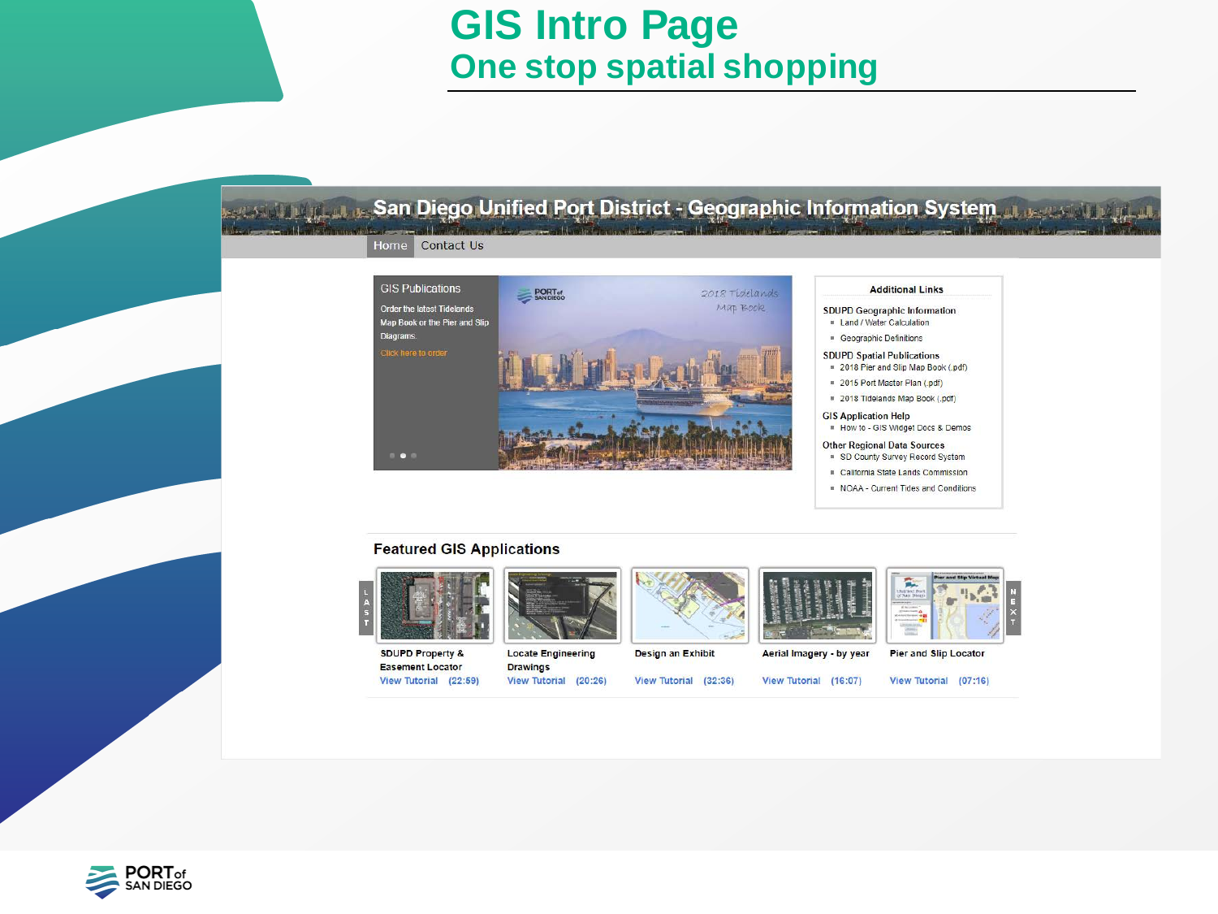# GIS Intro Page

## One stop spatial shopping

San Diego Unified Port District - Geographic Information System

Home | Contact Us

**GIS Publications**

Order the latest Tidelands Map Book or the Pier and Slip Diagrams.

Click here to order

2018 Tidelands Map Book

**Additional Links**

SDUPD Geographic Information
- Land / Water Calculation
- Geographic Definitions

SDUPD Spatial Publications
- 2018 Pier and Slip Map Book (.pdf)
- 2015 Port Master Plan (.pdf)
- 2018 Tidelands Map Book (.pdf)

GIS Application Help
- How to - GIS Widget Docs & Demos

Other Regional Data Sources
- SD County Survey Record System
- California State Lands Commission
- NOAA - Current Tides and Conditions

### Featured GIS Applications

| Application | Tutorial |
|---|---|
| SDUPD Property & Easement Locator | View Tutorial (22:59) |
| Locate Engineering Drawings | View Tutorial (20:26) |
| Design an Exhibit | View Tutorial (32:36) |
| Aerial Imagery - by year | View Tutorial (16:07) |
| Pier and Slip Locator | View Tutorial (07:16) |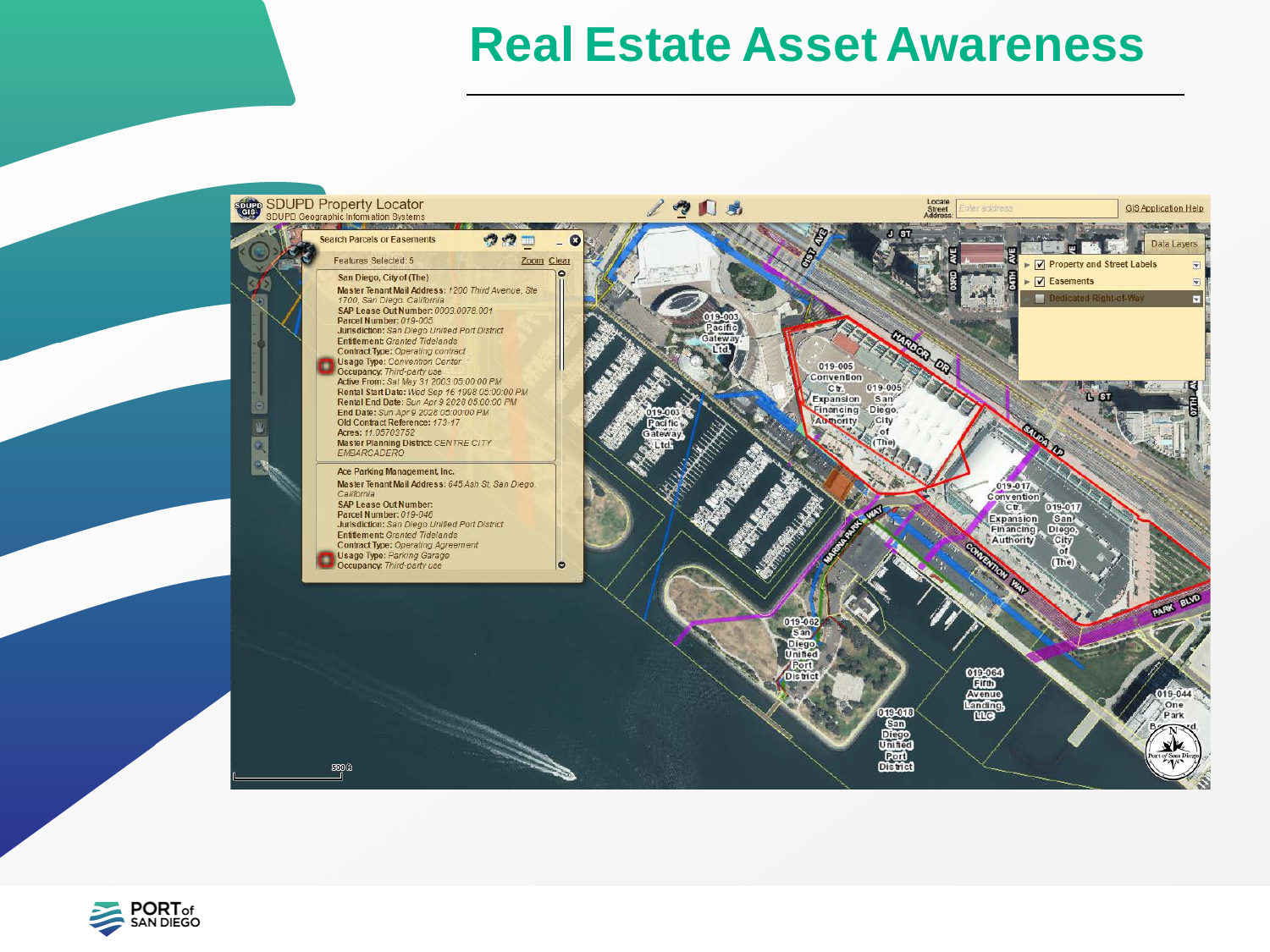# Real Estate Asset Awareness

SDUPD Property Locator
SDUPD Geographic Information Systems

Locate Street Address: Enter address

GIS Application Help

Search Parcels or Easements

Features Selected: 5 Zoom Clear

San Diego, City of (The)
Master Tenant Mail Address: 1200 Third Avenue, Ste 1700, San Diego California
SAP Lease Out Number: 0003.0076.001
Parcel Number: 019-005
Jurisdiction: San Diego Unified Port District
Entitlement: Granted Tidelands
Contract Type: Operating contract
Usage Type: Convention Center
Occupancy: Third-party use
Active From: Sat May 31 2003 05:00:00 PM
Rental Start Date: Wed Sep 16 1998 05:00:00 PM
Rental End Date: Sun Apr 9 2028 05:00:00 PM
End Date: Sun Apr 9 2028 05:00:00 PM
Old Contract Reference: 173-17
Acres: 11.05703752
Master Planning District: CENTRE CITY EMBARCADERO

Ace Parking Management, Inc.
Master Tenant Mail Address: 645 Ash St, San Diego California
SAP Lease Out Number:
Parcel Number: 019-046
Jurisdiction: San Diego Unified Port District
Entitlement: Granted Tidelands
Contract Type: Operating Agreement
Usage Type: Parking Garage
Occupancy: Third-party use

Data Layers
- Property and Street Labels
- Easements
- Dedicated Right-of-Way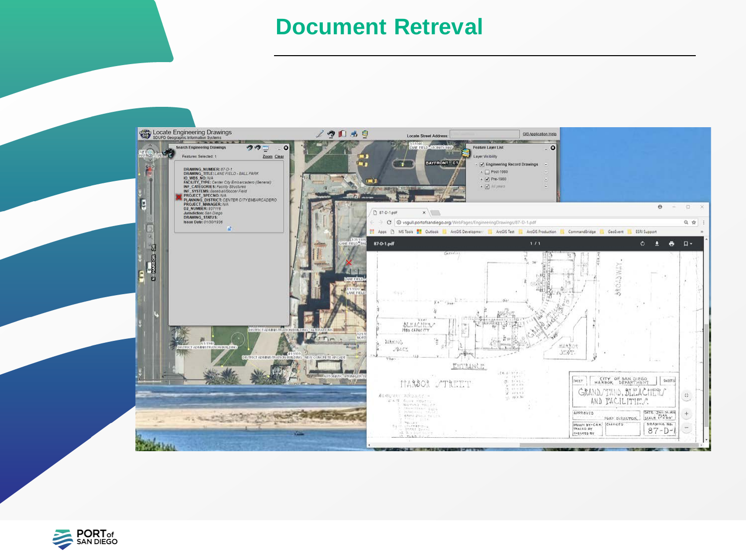# Document Retreval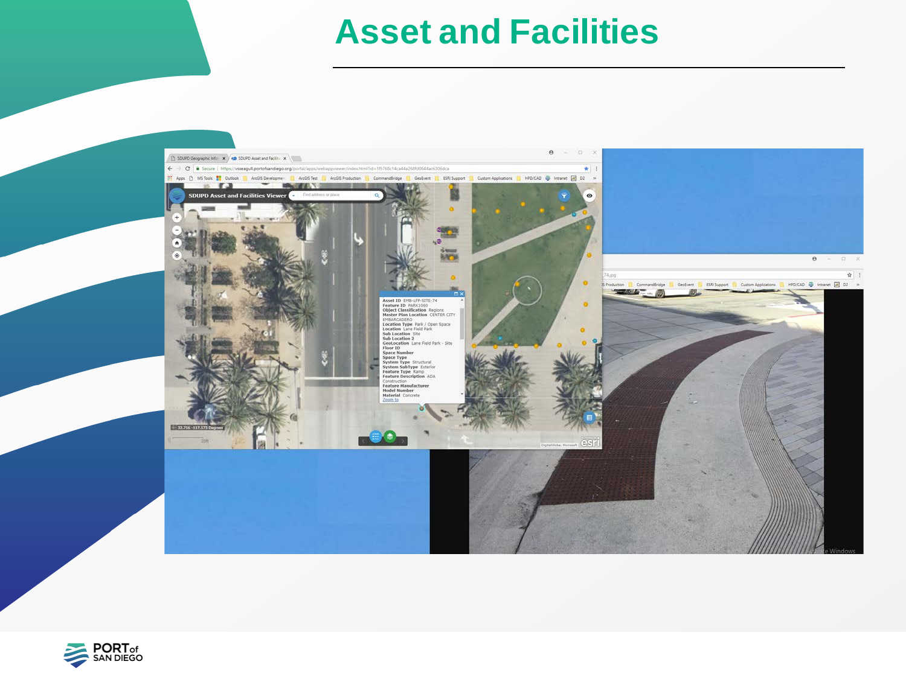# Asset and Facilities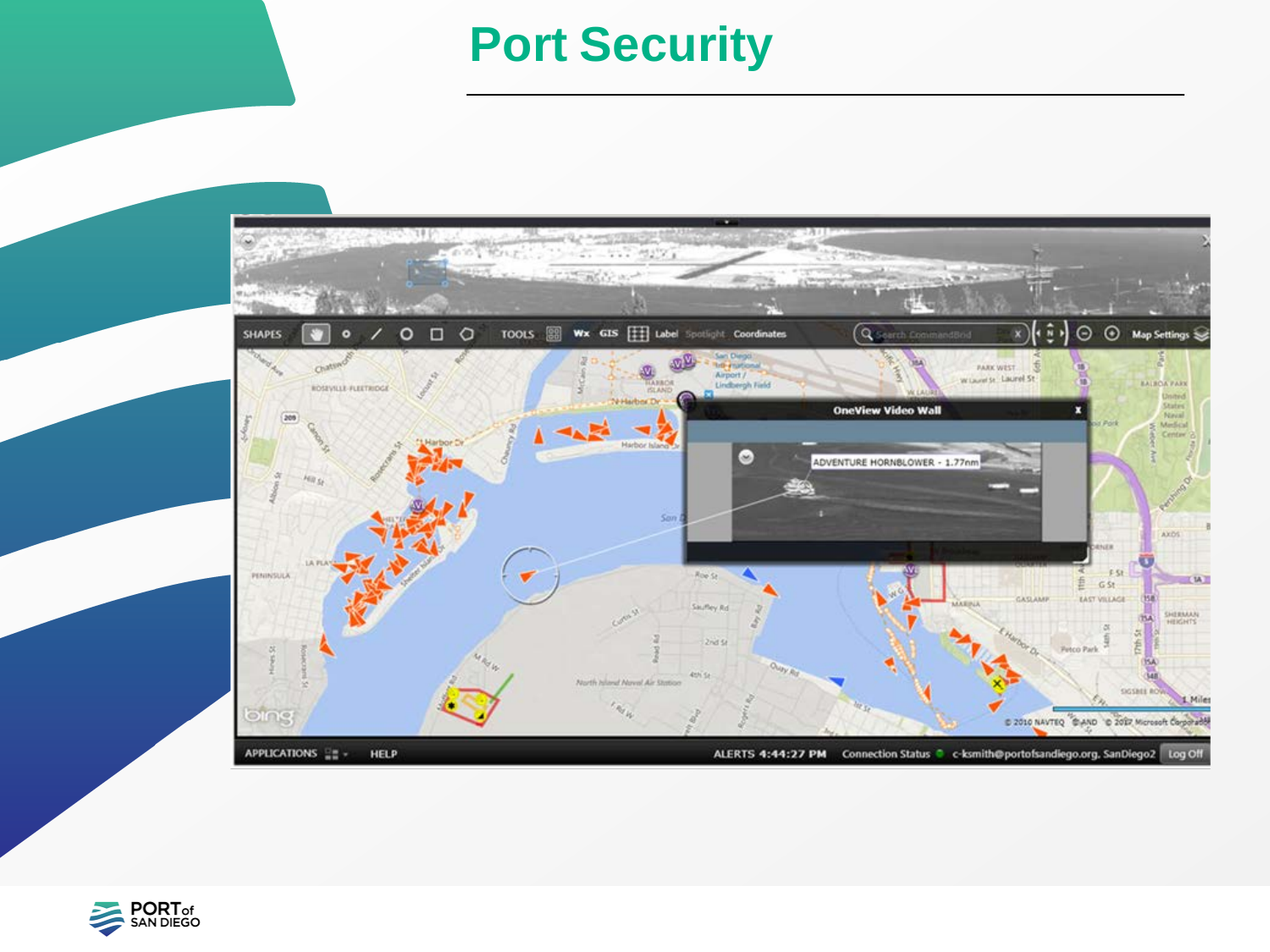# Port Security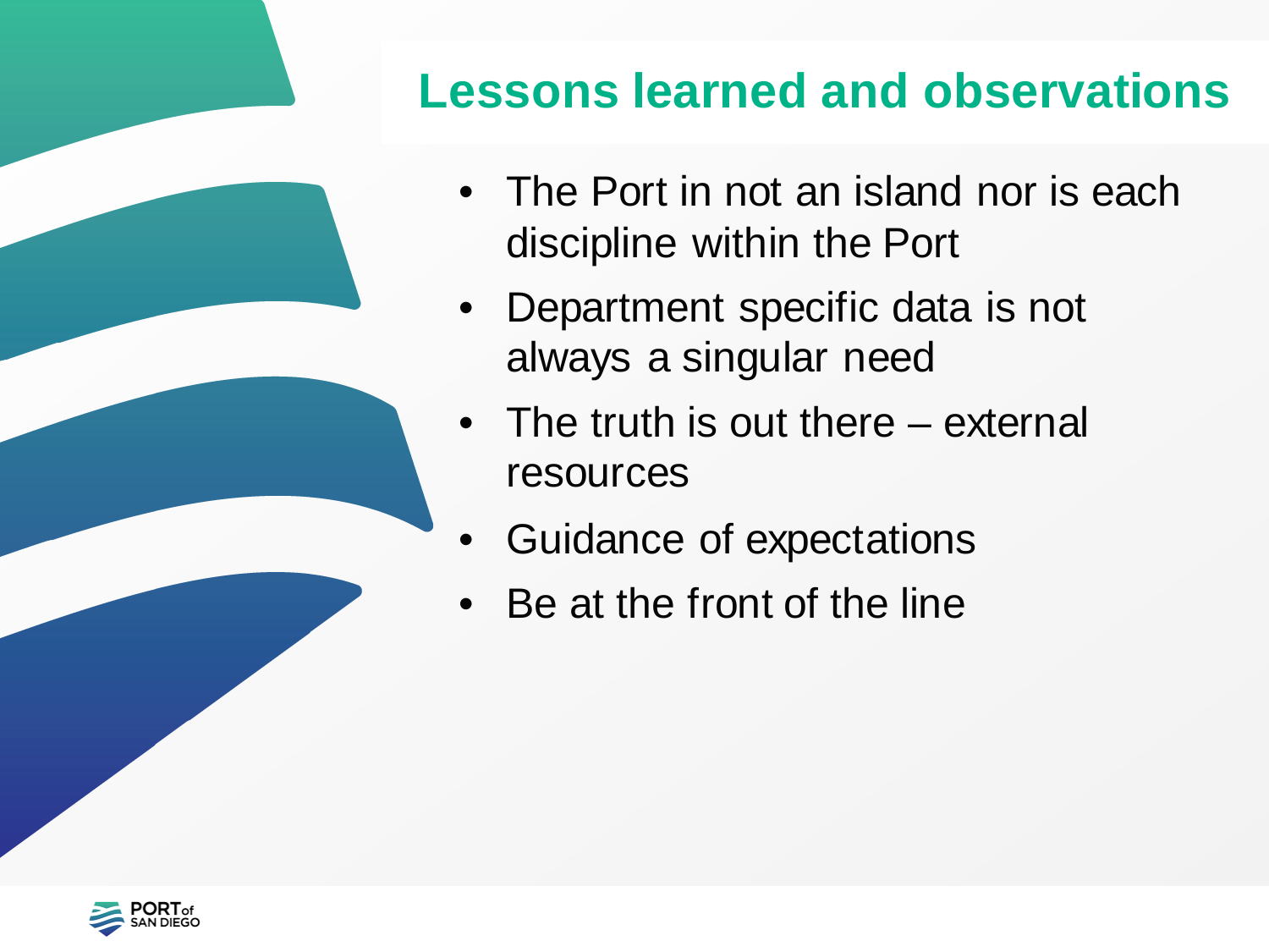## Lessons learned and observations

- The Port in not an island nor is each discipline within the Port
- Department specific data is not always a singular need
- The truth is out there – external resources
- Guidance of expectations
- Be at the front of the line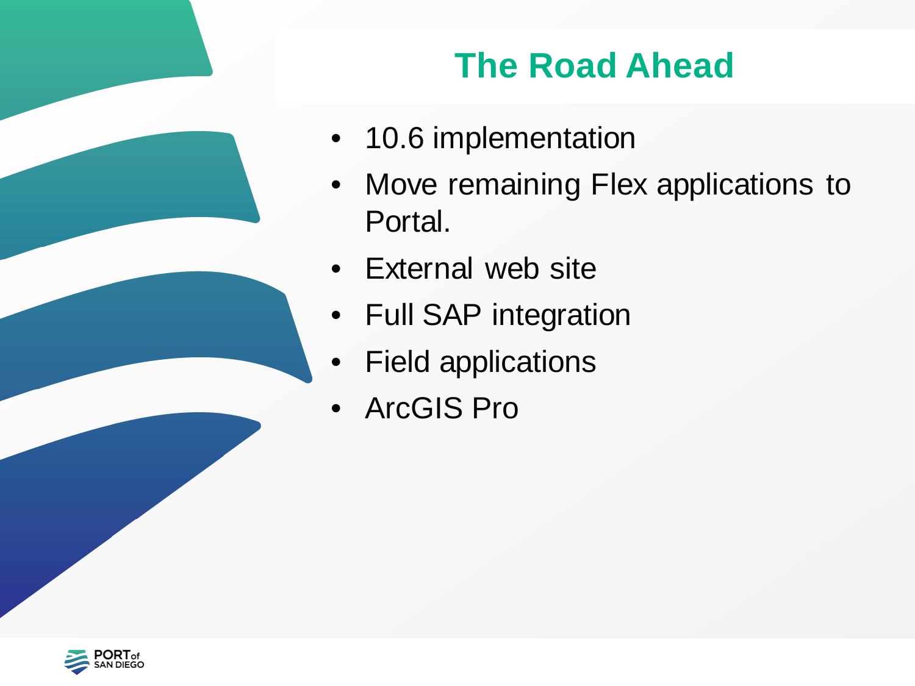# The Road Ahead

- 10.6 implementation
- Move remaining Flex applications to Portal.
- External web site
- Full SAP integration
- Field applications
- ArcGIS Pro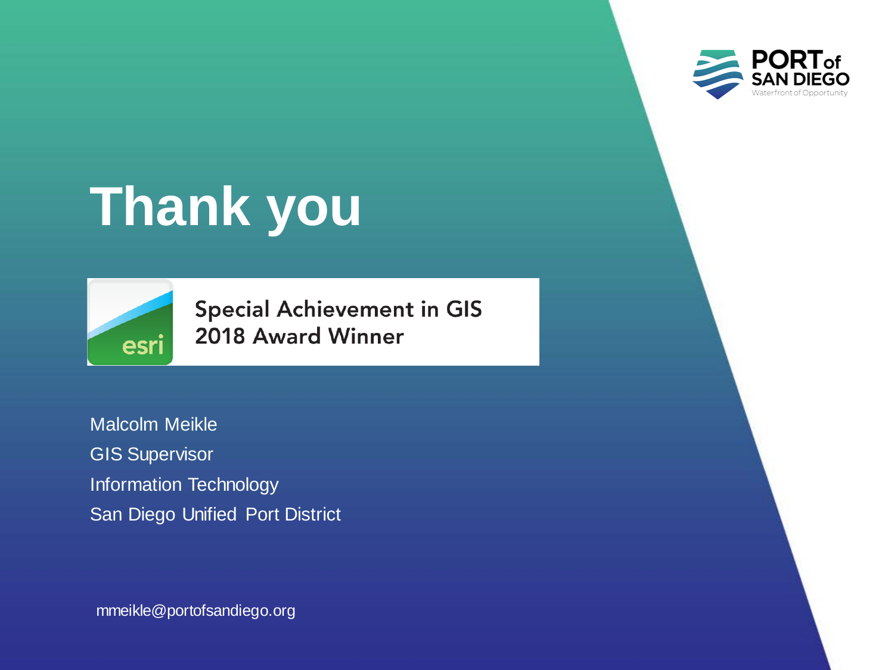PORT of SAN DIEGO
Waterfront of Opportunity

# Thank you

esri

Special Achievement in GIS
2018 Award Winner

Malcolm Meikle
GIS Supervisor
Information Technology
San Diego Unified Port District

mmeikle@portofsandiego.org